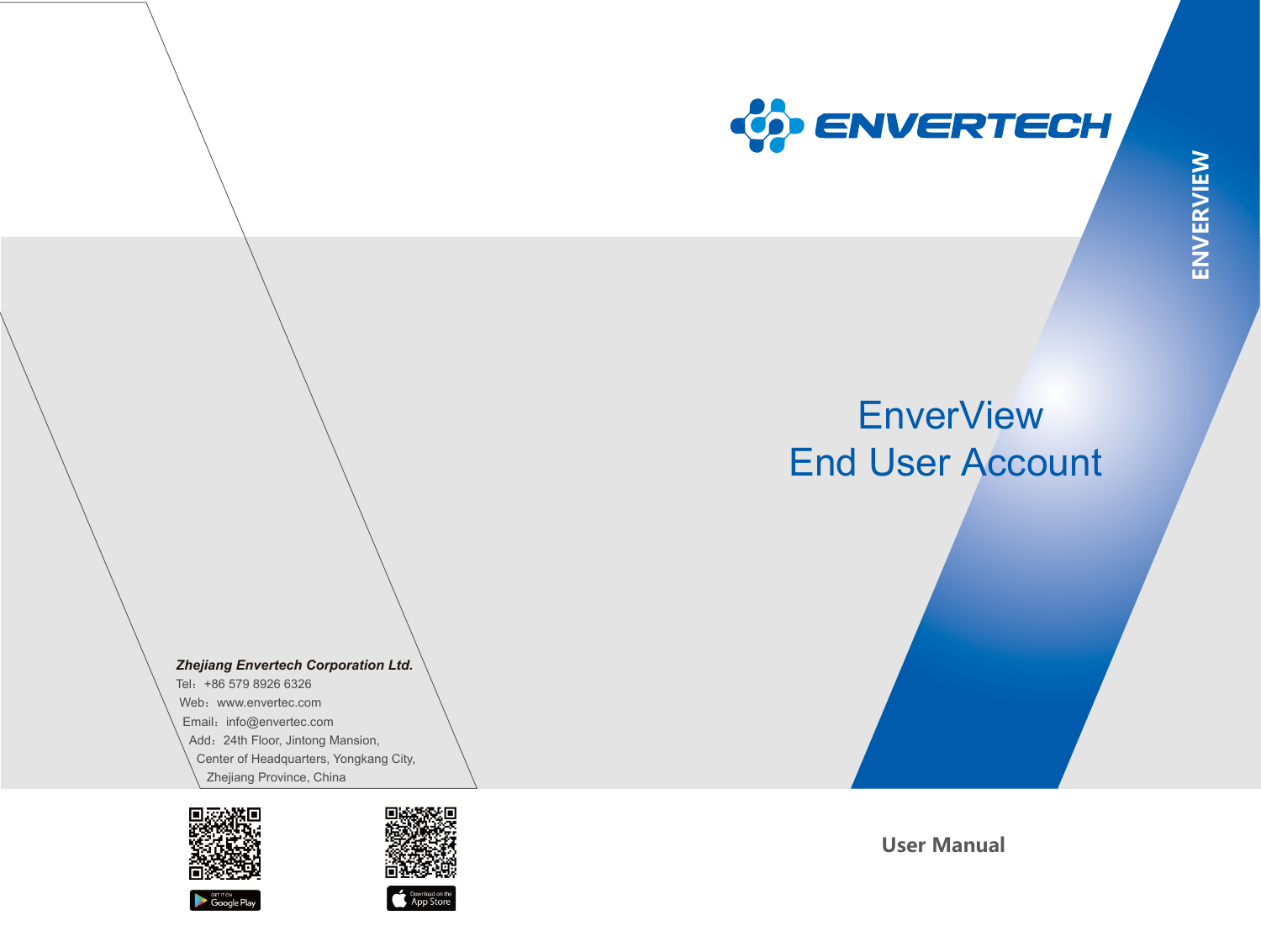ENVERTECH

ENVERVIEW

# EnverView
# End User Account

***Zhejiang Envertech Corporation Ltd.***

Tel：+86 579 8926 6326

Web：www.envertec.com

Email：info@envertec.com

Add：24th Floor, Jintong Mansion,
Center of Headquarters, Yongkang City,
Zhejiang Province, China

GET IT ON Google Play

Download on the App Store

**User Manual**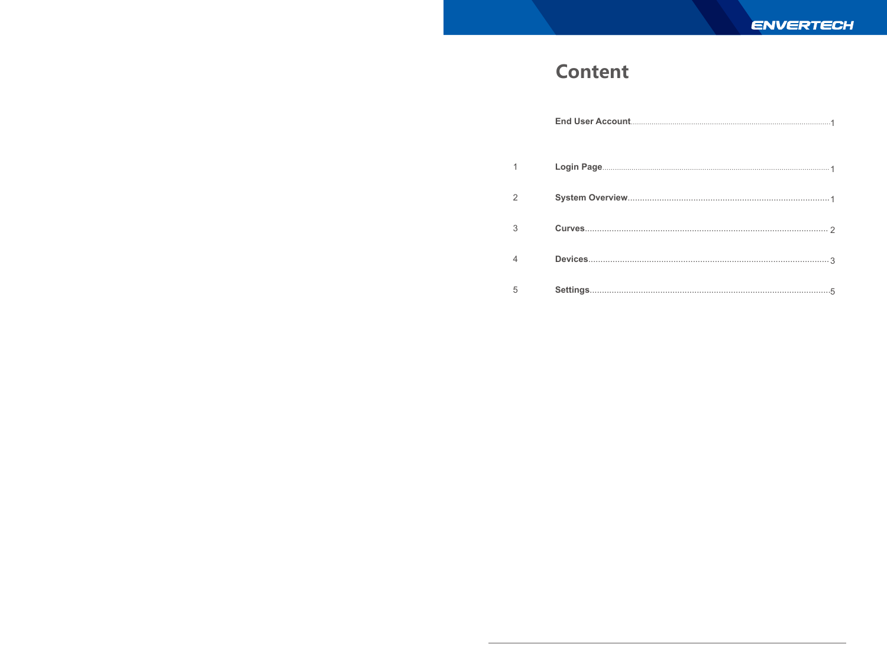# Content

**End User Account** ........................................................................................ 1

1 **Login Page** ........................................................................................ 1

2 **System Overview** ........................................................................................ 1

3 **Curves** ........................................................................................ 2

4 **Devices** ........................................................................................ 3

5 **Settings** ........................................................................................ 5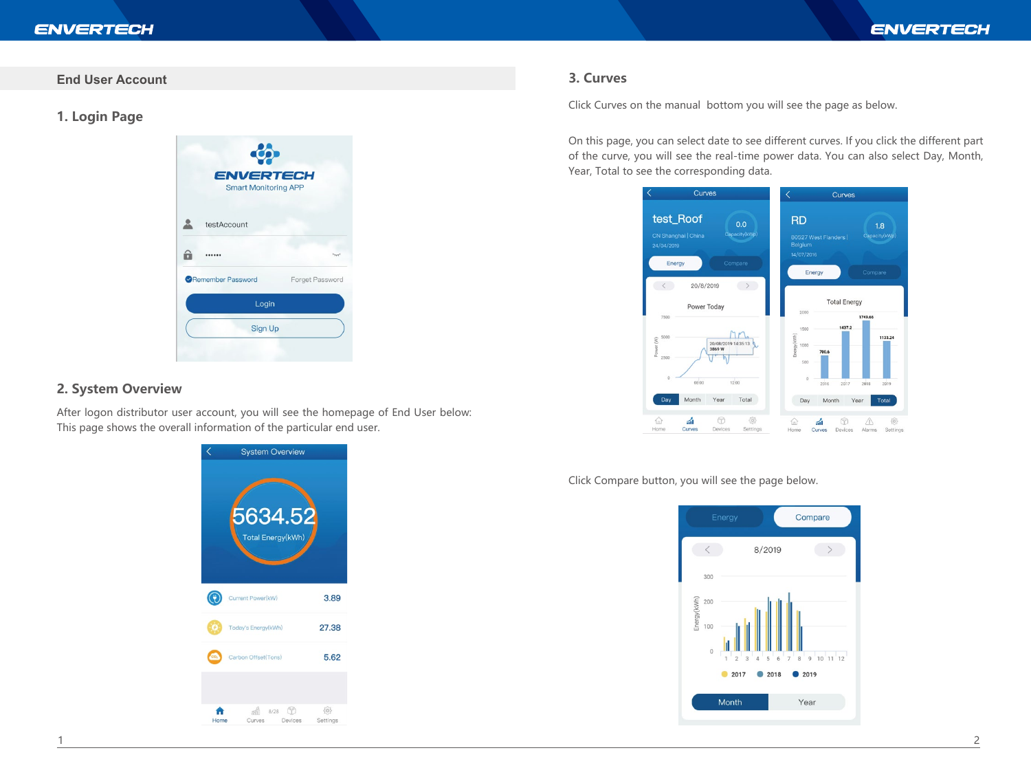## End User Account

### 1. Login Page

### 2. System Overview

After logon distributor user account, you will see the homepage of End User below:
This page shows the overall information of the particular end user.

### 3. Curves

Click Curves on the manual bottom you will see the page as below.

On this page, you can select date to see different curves. If you click the different part of the curve, you will see the real-time power data. You can also select Day, Month, Year, Total to see the corresponding data.

Click Compare button, you will see the page below.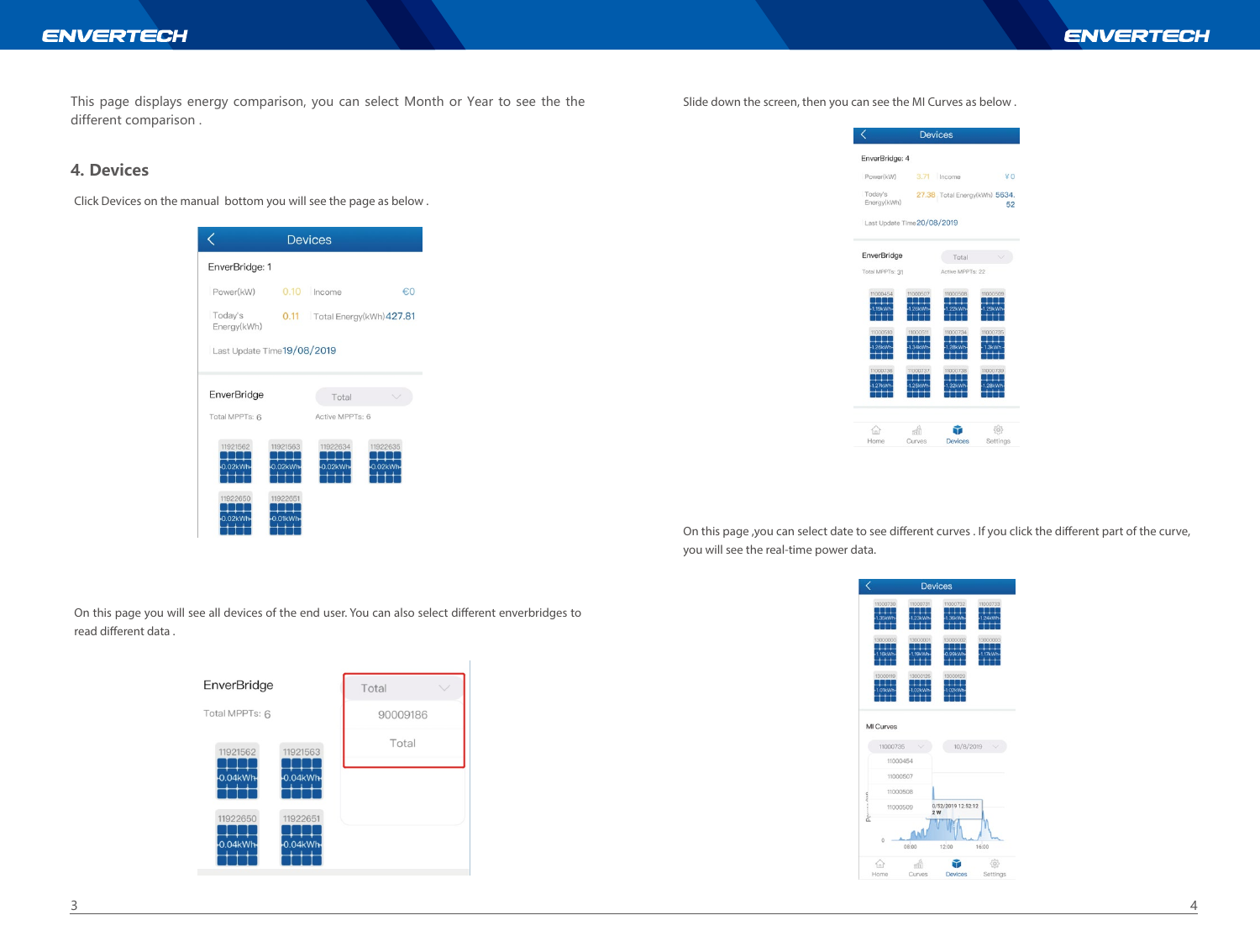This page displays energy comparison, you can select Month or Year to see the the different comparison .

## 4. Devices

Click Devices on the manual bottom you will see the page as below .

On this page you will see all devices of the end user. You can also select different enverbridges to read different data .

Slide down the screen, then you can see the MI Curves as below .

On this page ,you can select date to see different curves . If you click the different part of the curve, you will see the real-time power data.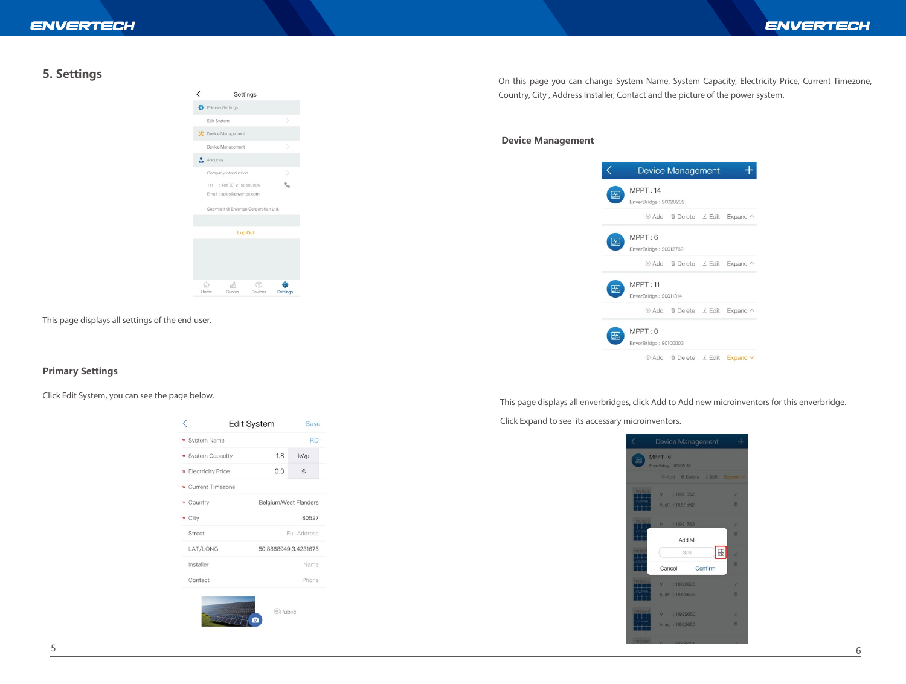## 5. Settings

This page displays all settings of the end user.

### Primary Settings

Click Edit System, you can see the page below.

On this page you can change System Name, System Capacity, Electricity Price, Current Timezone, Country, City , Address Installer, Contact and the picture of the power system.

### Device Management

This page displays all enverbridges, click Add to Add new microinventors for this enverbridge.

Click Expand to see its accessary microinventors.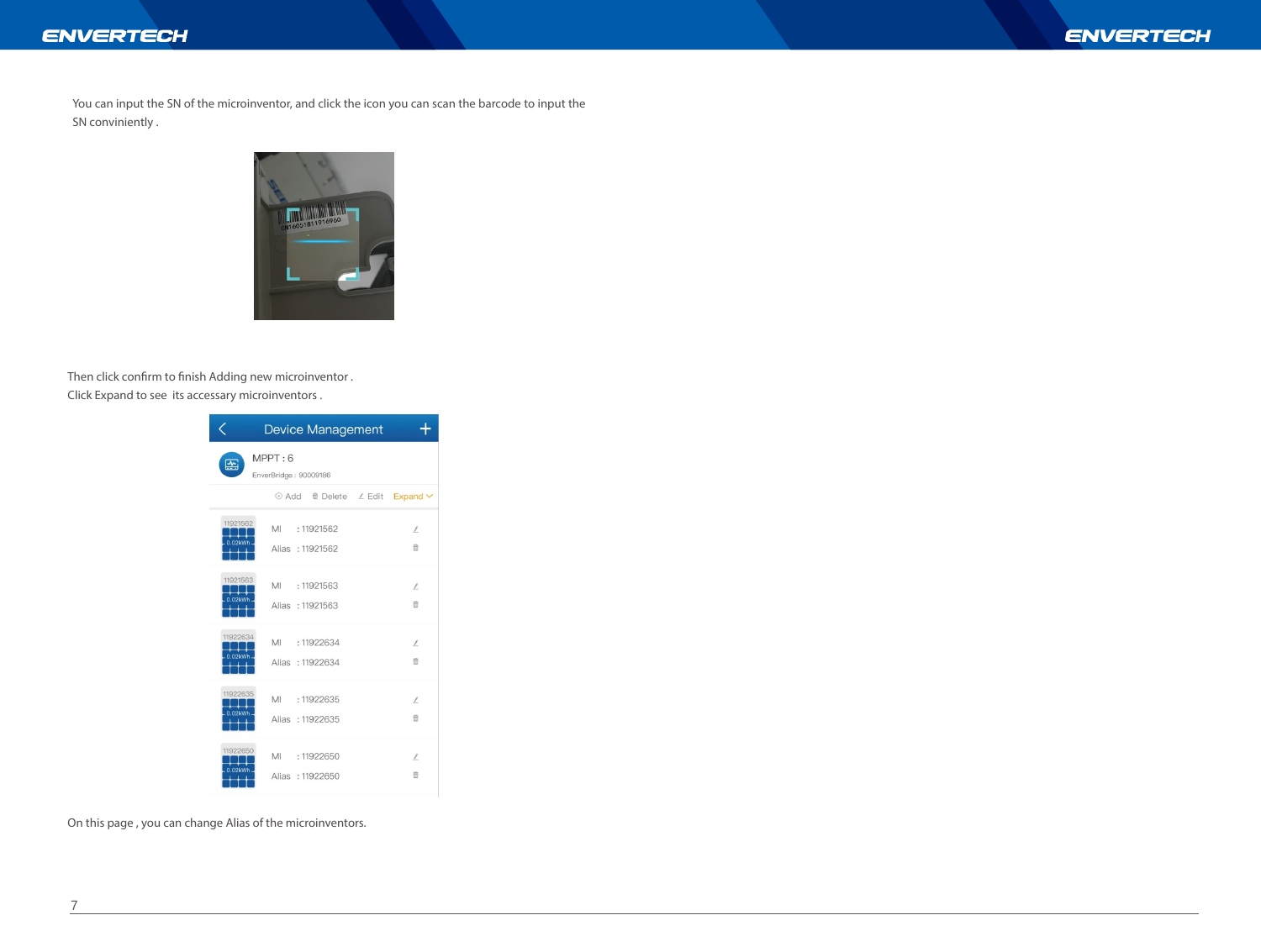You can input the SN of the microinventor, and click the icon you can scan the barcode to input the SN conviniently .

Then click confirm to finish Adding new microinventor .
Click Expand to see  its accessary microinventors .

On this page , you can change Alias of the microinventors.